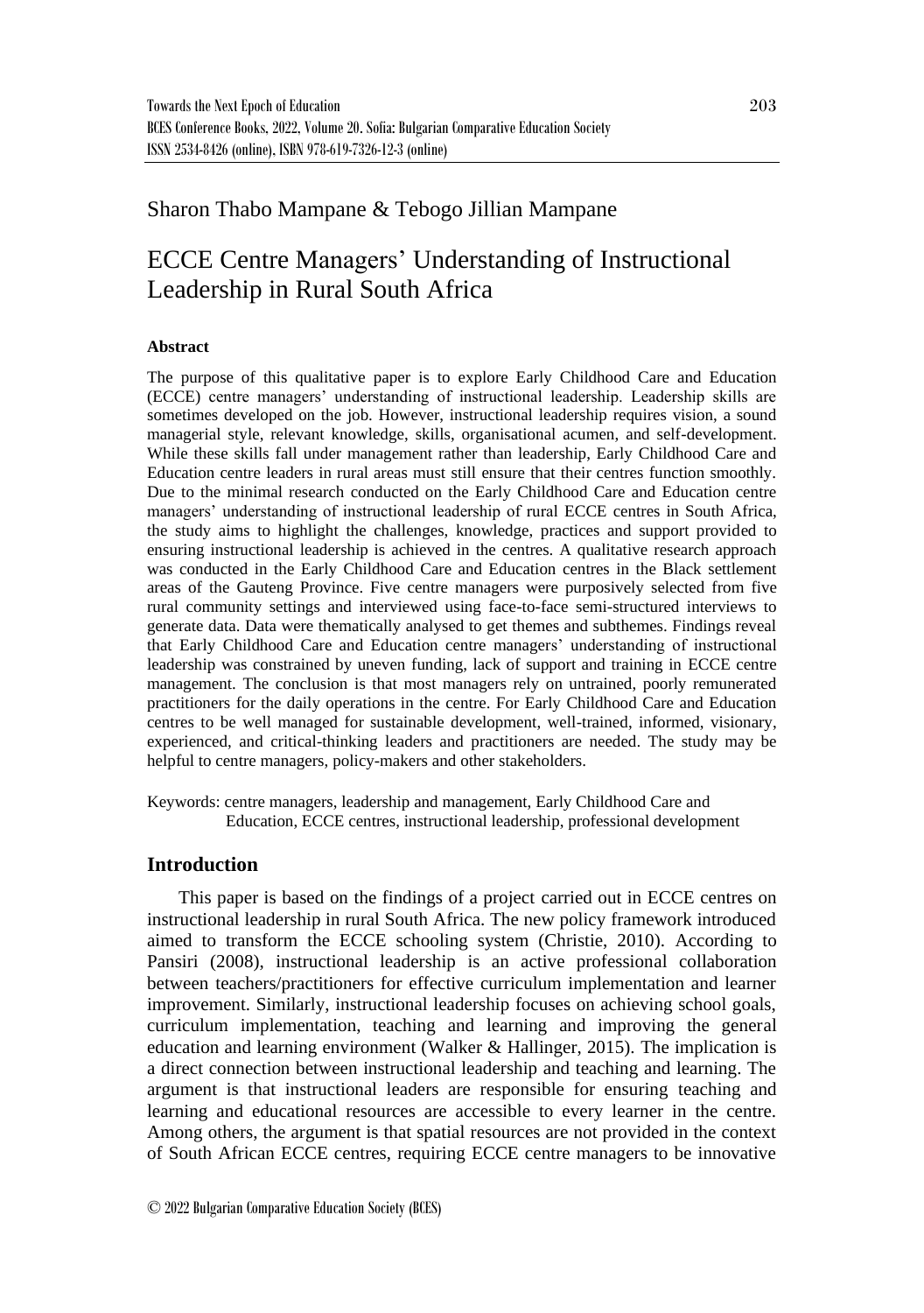Sharon Thabo Mampane & Tebogo Jillian Mampane

# ECCE Centre Managers' Understanding of Instructional Leadership in Rural South Africa

#### Abstract

The purpose of this qualitative paper is to explore Early Childhood Care and Education (ECCE) centre managers' understanding of instructional leadership. Leadership skills are sometimes developed on the job. However, instructional leadership requires vision, a sound managerial style, relevant knowledge, skills, organisational acumen, and self-development. While these skills fall under management rather than leadership, Early Childhood Care and Education centre leaders in rural areas must still ensure that their centres function smoothly. Due to the minimal research conducted on the Early Childhood Care and Education centre managers' understanding of instructional leadership of rural ECCE centres in South Africa, the study aims to highlight the challenges, knowledge, practices and support provided to ensuring instructional leadership is achieved in the centres. A qualitative research approach was conducted in the Early Childhood Care and Education centres in the Black settlement areas of the Gauteng Province. Five centre managers were purposively selected from five rural community settings and interviewed using face-to-face semi-structured interviews to generate data. Data were thematically analysed to get themes and subthemes. Findings reveal that Early Childhood Care and Education centre managers' understanding of instructional leadership was constrained by uneven funding, lack of support and training in ECCE centre management. The conclusion is that most managers rely on untrained, poorly remunerated practitioners for the daily operations in the centre. For Early Childhood Care and Education centres to be well managed for sustainable development, well-trained, informed, visionary, experienced, and critical-thinking leaders and practitioners are needed. The study may be helpful to centre managers, policy-makers and other stakeholders.

Keywords: centre managers, leadership and management, Early Childhood Care and Education, ECCE centres, instructional leadership, professional development

## Introduction

This paper is based on the findings of a project carried out in ECCE centres on instructional leadership in rural South Africa. The new policy framework introduced aimed to transform the ECCE schooling system (Christie, 2010). According to Pansiri (2008), instructional leadership is an active professional collaboration between teachers/practitioners for effective curriculum implementation and learner improvement. Similarly, instructional leadership focuses on achieving school goals, curriculum implementation, teaching and learning and improving the general education and learning environment (Walker & Hallinger, 2015). The implication is a direct connection between instructional leadership and teaching and learning. The argument is that instructional leaders are responsible for ensuring teaching and learning and educational resources are accessible to every learner in the centre. Among others, the argument is that spatial resources are not provided in the context of South African ECCE centres, requiring ECCE centre managers to be innovative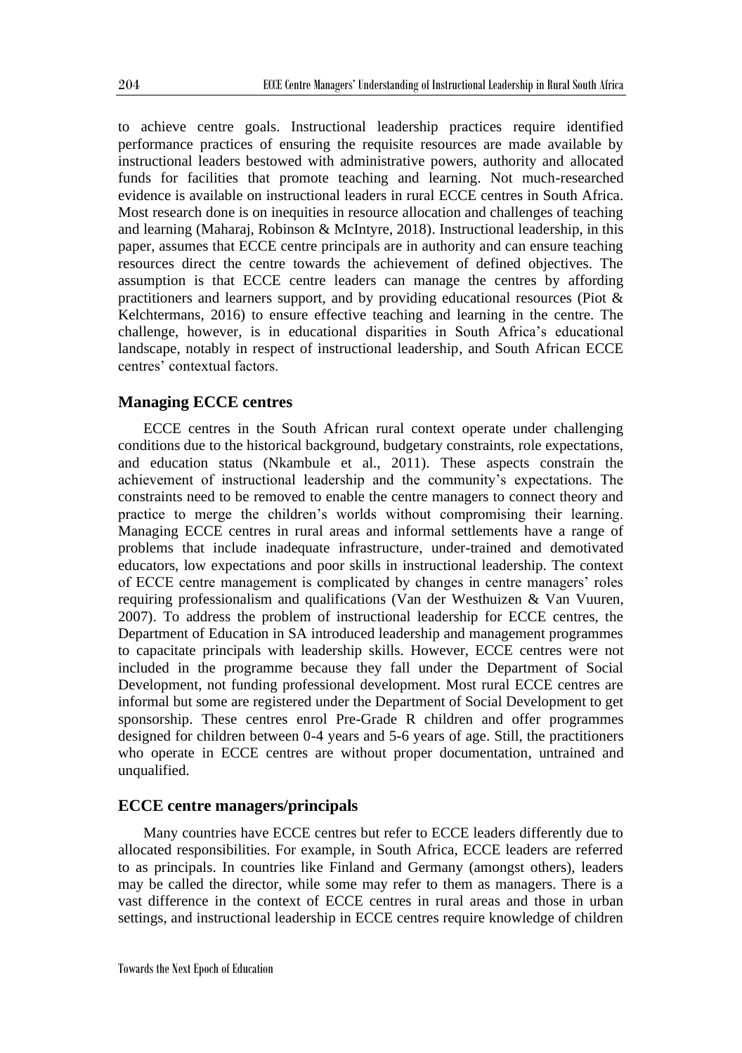to achieve centre goals. Instructional leadership practices require identified performance practices of ensuring the requisite resources are made available by instructional leaders bestowed with administrative powers, authority and allocated funds for facilities that promote teaching and learning. Not much-researched evidence is available on instructional leaders in rural ECCE centres in South Africa. Most research done is on inequities in resource allocation and challenges of teaching and learning (Maharaj, Robinson & McIntyre, 2018). Instructional leadership, in this paper, assumes that ECCE centre principals are in authority and can ensure teaching resources direct the centre towards the achievement of defined objectives. The assumption is that ECCE centre leaders can manage the centres by affording practitioners and learners support, and by providing educational resources (Piot & Kelchtermans, 2016) to ensure effective teaching and learning in the centre. The challenge, however, is in educational disparities in South Africa's educational landscape, notably in respect of instructional leadership, and South African ECCE centres' contextual factors.

## Managing ECCE centres

ECCE centres in the South African rural context operate under challenging conditions due to the historical background, budgetary constraints, role expectations, and education status (Nkambule et al., 2011). These aspects constrain the achievement of instructional leadership and the community's expectations. The constraints need to be removed to enable the centre managers to connect theory and practice to merge the children's worlds without compromising their learning. Managing ECCE centres in rural areas and informal settlements have a range of problems that include inadequate infrastructure, under-trained and demotivated educators, low expectations and poor skills in instructional leadership. The context of ECCE centre management is complicated by changes in centre managers' roles requiring professionalism and qualifications (Van der Westhuizen & Van Vuuren, 2007). To address the problem of instructional leadership for ECCE centres, the Department of Education in SA introduced leadership and management programmes to capacitate principals with leadership skills. However, ECCE centres were not included in the programme because they fall under the Department of Social Development, not funding professional development. Most rural ECCE centres are informal but some are registered under the Department of Social Development to get sponsorship. These centres enrol Pre-Grade R children and offer programmes designed for children between 0-4 years and 5-6 years of age. Still, the practitioners who operate in ECCE centres are without proper documentation, untrained and unqualified.

## ECCE centre managers/principals

Many countries have ECCE centres but refer to ECCE leaders differently due to allocated responsibilities. For example, in South Africa, ECCE leaders are referred to as principals. In countries like Finland and Germany (amongst others), leaders may be called the director, while some may refer to them as managers. There is a vast difference in the context of ECCE centres in rural areas and those in urban settings, and instructional leadership in ECCE centres require knowledge of children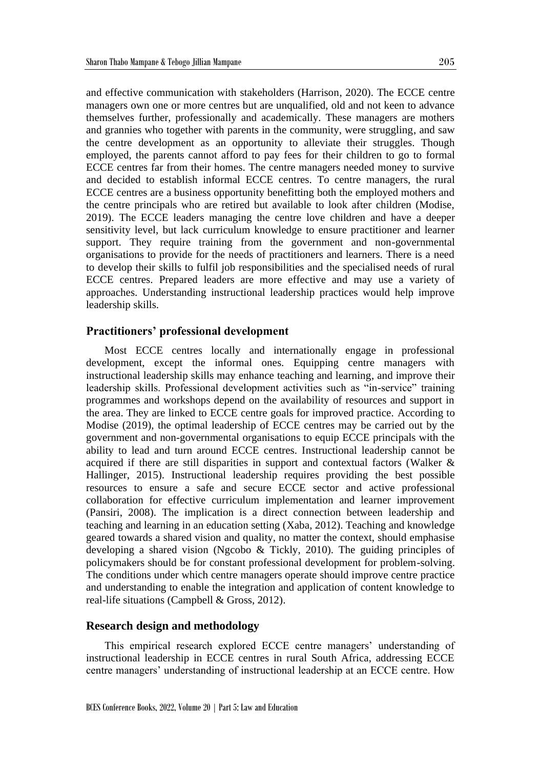and effective communication with stakeholders (Harrison, 2020). The ECCE centre managers own one or more centres but are unqualified, old and not keen to advance themselves further, professionally and academically. These managers are mothers and grannies who together with parents in the community, were struggling, and saw the centre development as an opportunity to alleviate their struggles. Though employed, the parents cannot afford to pay fees for their children to go to formal ECCE centres far from their homes. The centre managers needed money to survive and decided to establish informal ECCE centres. To centre managers, the rural ECCE centres are a business opportunity benefitting both the employed mothers and the centre principals who are retired but available to look after children (Modise, 2019). The ECCE leaders managing the centre love children and have a deeper sensitivity level, but lack curriculum knowledge to ensure practitioner and learner support. They require training from the government and non-governmental organisations to provide for the needs of practitioners and learners. There is a need to develop their skills to fulfil job responsibilities and the specialised needs of rural ECCE centres. Prepared leaders are more effective and may use a variety of approaches. Understanding instructional leadership practices would help improve leadership skills.

## Practitioners' professional development

Most ECCE centres locally and internationally engage in professional development, except the informal ones. Equipping centre managers with instructional leadership skills may enhance teaching and learning, and improve their leadership skills. Professional development activities such as "in-service" training programmes and workshops depend on the availability of resources and support in the area. They are linked to ECCE centre goals for improved practice. According to Modise (2019), the optimal leadership of ECCE centres may be carried out by the government and non-governmental organisations to equip ECCE principals with the ability to lead and turn around ECCE centres. Instructional leadership cannot be acquired if there are still disparities in support and contextual factors (Walker & Hallinger, 2015). Instructional leadership requires providing the best possible resources to ensure a safe and secure ECCE sector and active professional collaboration for effective curriculum implementation and learner improvement (Pansiri, 2008). The implication is a direct connection between leadership and teaching and learning in an education setting (Xaba, 2012). Teaching and knowledge geared towards a shared vision and quality, no matter the context, should emphasise developing a shared vision (Ngcobo & Tickly, 2010). The guiding principles of policymakers should be for constant professional development for problem-solving. The conditions under which centre managers operate should improve centre practice and understanding to enable the integration and application of content knowledge to real-life situations (Campbell & Gross, 2012).

## Research design and methodology

This empirical research explored ECCE centre managers' understanding of instructional leadership in ECCE centres in rural South Africa, addressing ECCE centre managers' understanding of instructional leadership at an ECCE centre. How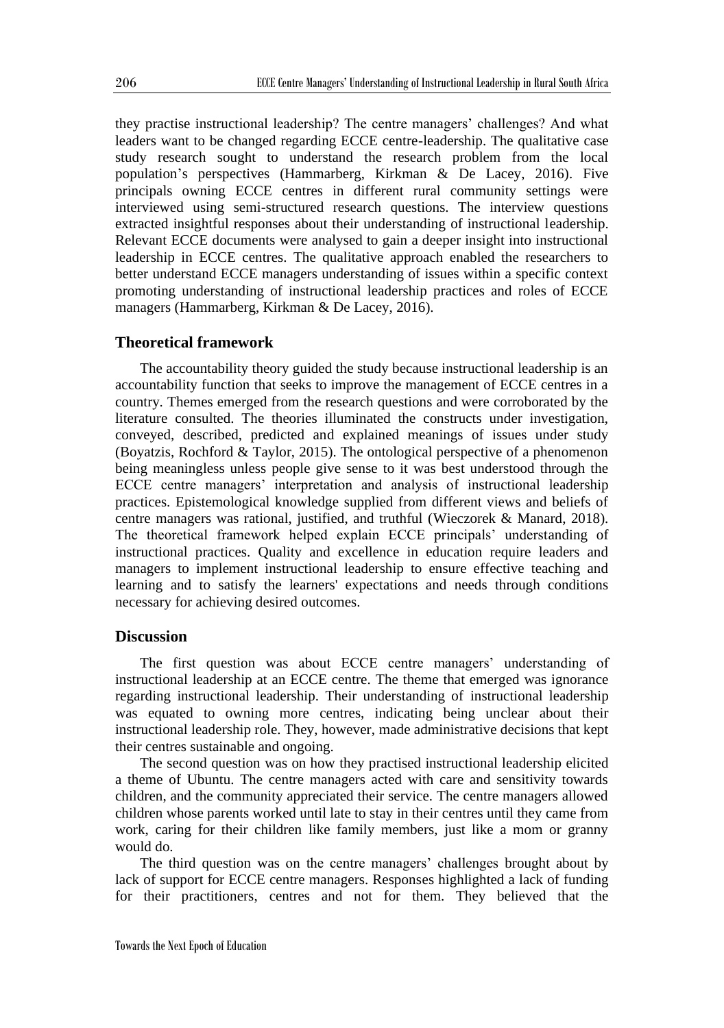they practise instructional leadership? The centre managers' challenges? And what leaders want to be changed regarding ECCE centre-leadership. The qualitative case study research sought to understand the research problem from the local population's perspectives (Hammarberg, Kirkman & De Lacey, 2016). Five principals owning ECCE centres in different rural community settings were interviewed using semi-structured research questions. The interview questions extracted insightful responses about their understanding of instructional leadership. Relevant ECCE documents were analysed to gain a deeper insight into instructional leadership in ECCE centres. The qualitative approach enabled the researchers to better understand ECCE managers understanding of issues within a specific context promoting understanding of instructional leadership practices and roles of ECCE managers (Hammarberg, Kirkman & De Lacey, 2016).

## Theoretical framework

The accountability theory guided the study because instructional leadership is an accountability function that seeks to improve the management of ECCE centres in a country. Themes emerged from the research questions and were corroborated by the literature consulted. The theories illuminated the constructs under investigation, conveyed, described, predicted and explained meanings of issues under study (Boyatzis, Rochford & Taylor, 2015). The ontological perspective of a phenomenon being meaningless unless people give sense to it was best understood through the ECCE centre managers' interpretation and analysis of instructional leadership practices. Epistemological knowledge supplied from different views and beliefs of centre managers was rational, justified, and truthful (Wieczorek & Manard, 2018). The theoretical framework helped explain ECCE principals' understanding of instructional practices. Quality and excellence in education require leaders and managers to implement instructional leadership to ensure effective teaching and learning and to satisfy the learners' expectations and needs through conditions necessary for achieving desired outcomes.

## Discussion

The first question was about ECCE centre managers' understanding of instructional leadership at an ECCE centre. The theme that emerged was ignorance regarding instructional leadership. Their understanding of instructional leadership was equated to owning more centres, indicating being unclear about their instructional leadership role. They, however, made administrative decisions that kept their centres sustainable and ongoing.

The second question was on how they practised instructional leadership elicited a theme of Ubuntu. The centre managers acted with care and sensitivity towards children, and the community appreciated their service. The centre managers allowed children whose parents worked until late to stay in their centres until they came from work, caring for their children like family members, just like a mom or granny would do.

The third question was on the centre managers' challenges brought about by lack of support for ECCE centre managers. Responses highlighted a lack of funding for their practitioners, centres and not for them. They believed that the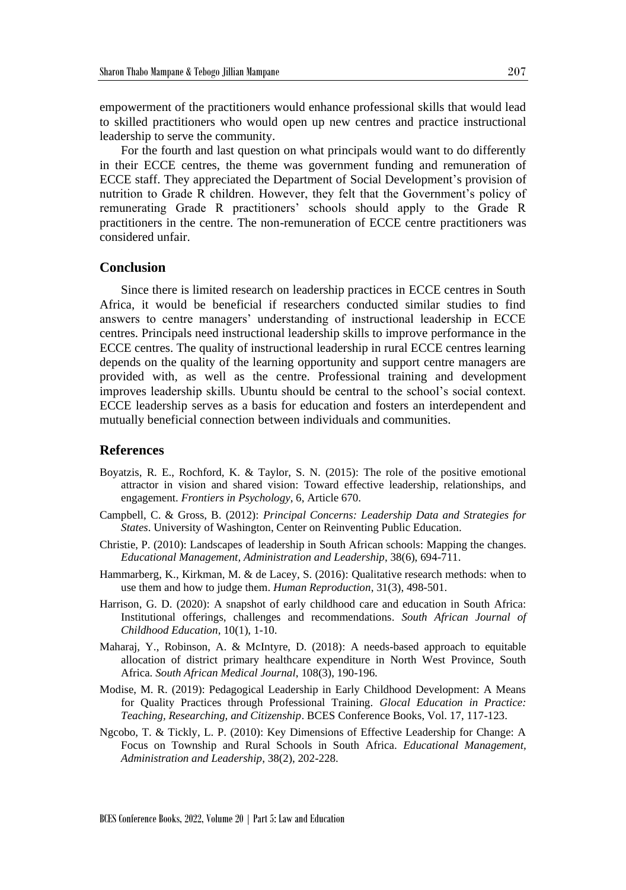empowerment of the practitioners would enhance professional skills that would lead to skilled practitioners who would open up new centres and practice instructional leadership to serve the community.

For the fourth and last question on what principals would want to do differently in their ECCE centres, the theme was government funding and remuneration of ECCE staff. They appreciated the Department of Social Development's provision of nutrition to Grade R children. However, they felt that the Government's policy of remunerating Grade R practitioners' schools should apply to the Grade R practitioners in the centre. The non-remuneration of ECCE centre practitioners was considered unfair.

## Conclusion

Since there is limited research on leadership practices in ECCE centres in South Africa, it would be beneficial if researchers conducted similar studies to find answers to centre managers' understanding of instructional leadership in ECCE centres. Principals need instructional leadership skills to improve performance in the ECCE centres. The quality of instructional leadership in rural ECCE centres learning depends on the quality of the learning opportunity and support centre managers are provided with, as well as the centre. Professional training and development improves leadership skills. Ubuntu should be central to the school's social context. ECCE leadership serves as a basis for education and fosters an interdependent and mutually beneficial connection between individuals and communities.

## References

Boyatzis, R. E., Rochford, K. & Taylor, S. N. (2015): The role of the positive emotional attractor in vision and shared vision: Toward effective leadership, relationships, and engagement. *Frontiers in Psychology*, 6, Article 670.

Campbell, C. & Gross, B. (2012): *Principal Concerns: Leadership Data and Strategies for States*. University of Washington, Center on Reinventing Public Education.

Christie, P. (2010): Landscapes of leadership in South African schools: Mapping the changes. *Educational Management, Administration and Leadership*, 38(6), 694-711.

Hammarberg, K., Kirkman, M. & de Lacey, S. (2016): Qualitative research methods: when to use them and how to judge them. *Human Reproduction*, 31(3), 498-501.

Harrison, G. D. (2020): A snapshot of early childhood care and education in South Africa: Institutional offerings, challenges and recommendations. *South African Journal of Childhood Education*, 10(1), 1-10.

Maharaj, Y., Robinson, A. & McIntyre, D. (2018): A needs-based approach to equitable allocation of district primary healthcare expenditure in North West Province, South Africa. *South African Medical Journal*, 108(3), 190-196.

Modise, M. R. (2019): Pedagogical Leadership in Early Childhood Development: A Means for Quality Practices through Professional Training. *Glocal Education in Practice: Teaching, Researching, and Citizenship*. BCES Conference Books, Vol. 17, 117-123.

Ngcobo, T. & Tickly, L. P. (2010): Key Dimensions of Effective Leadership for Change: A Focus on Township and Rural Schools in South Africa. *Educational Management, Administration and Leadership*, 38(2), 202-228.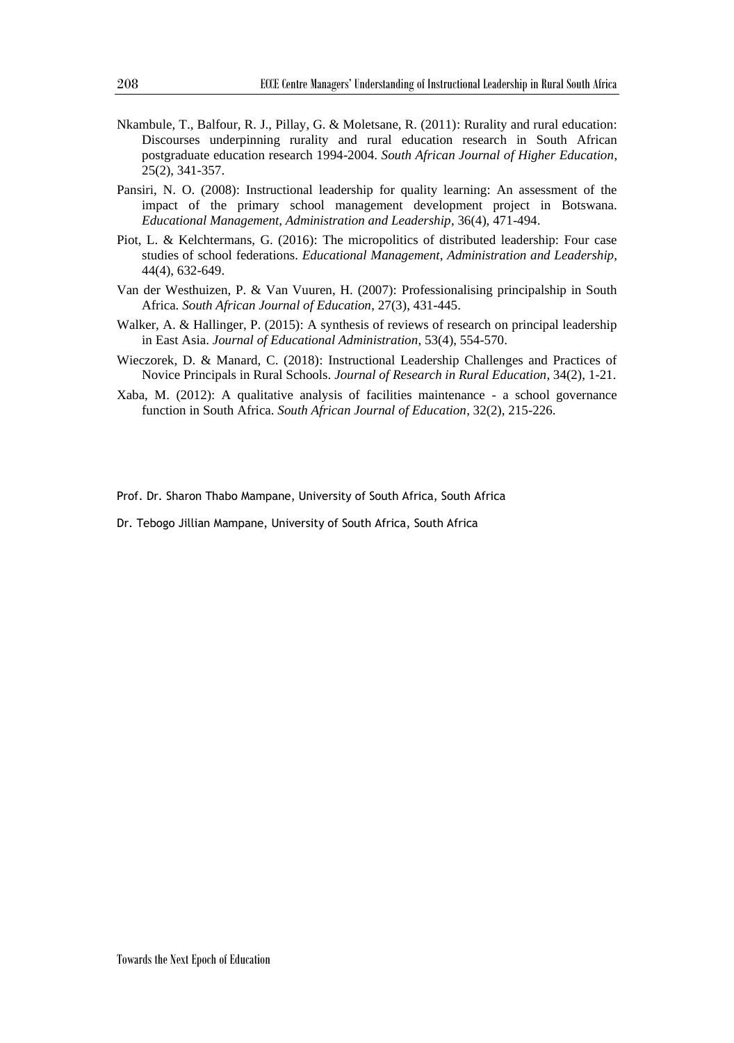Nkambule, T., Balfour, R. J., Pillay, G. & Moletsane, R. (2011): Rurality and rural education: Discourses underpinning rurality and rural education research in South African postgraduate education research 1994-2004. *South African Journal of Higher Education*, 25(2), 341-357.

Pansiri, N. O. (2008): Instructional leadership for quality learning: An assessment of the impact of the primary school management development project in Botswana. *Educational Management, Administration and Leadership*, 36(4), 471-494.

Piot, L. & Kelchtermans, G. (2016): The micropolitics of distributed leadership: Four case studies of school federations. *Educational Management, Administration and Leadership*, 44(4), 632-649.

Van der Westhuizen, P. & Van Vuuren, H. (2007): Professionalising principalship in South Africa. *South African Journal of Education*, 27(3), 431-445.

Walker, A. & Hallinger, P. (2015): A synthesis of reviews of research on principal leadership in East Asia. *Journal of Educational Administration*, 53(4), 554-570.

Wieczorek, D. & Manard, C. (2018): Instructional Leadership Challenges and Practices of Novice Principals in Rural Schools. *Journal of Research in Rural Education*, 34(2), 1-21.

Xaba, M. (2012): A qualitative analysis of facilities maintenance - a school governance function in South Africa. *South African Journal of Education*, 32(2), 215-226.

Prof. Dr. Sharon Thabo Mampane, University of South Africa, South Africa

Dr. Tebogo Jillian Mampane, University of South Africa, South Africa